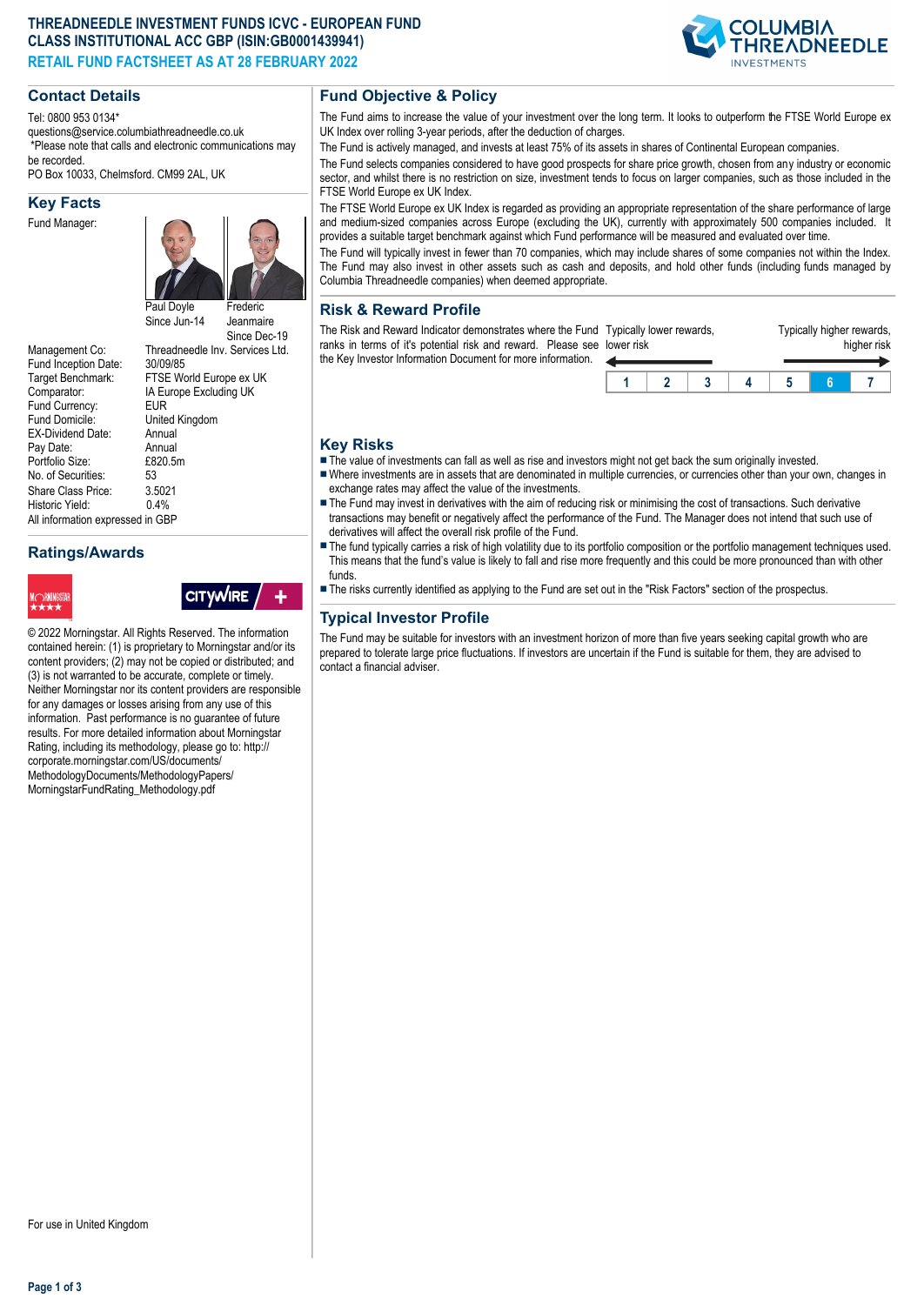# THREADNEEDLE INVESTMENT FUNDS ICVC - EUROPEAN FUND CLASS INSTITUTIONAL ACC GBP (ISIN:GB0001439941)

**RETAIL FUND FACTSHEET AS AT 28 FEBRUARY 2022**

## Contact Details

Tel: 0800 953 0134*
questions@service.columbiathreadneedle.co.uk
*Please note that calls and electronic communications may be recorded.
PO Box 10033, Chelmsford. CM99 2AL, UK

## Key Facts

Fund Manager: Paul Doyle (Since Jun-14), Frederic Jeanmaire (Since Dec-19)

| | |
|---|---|
| Management Co: | Threadneedle Inv. Services Ltd. |
| Fund Inception Date: | 30/09/85 |
| Target Benchmark: | FTSE World Europe ex UK |
| Comparator: | IA Europe Excluding UK |
| Fund Currency: | EUR |
| Fund Domicile: | United Kingdom |
| EX-Dividend Date: | Annual |
| Pay Date: | Annual |
| Portfolio Size: | £820.5m |
| No. of Securities: | 53 |
| Share Class Price: | 3.5021 |
| Historic Yield: | 0.4% |

All information expressed in GBP

## Ratings/Awards

© 2022 Morningstar. All Rights Reserved. The information contained herein: (1) is proprietary to Morningstar and/or its content providers; (2) may not be copied or distributed; and (3) is not warranted to be accurate, complete or timely. Neither Morningstar nor its content providers are responsible for any damages or losses arising from any use of this information. Past performance is no guarantee of future results. For more detailed information about Morningstar Rating, including its methodology, please go to: http://corporate.morningstar.com/US/documents/MethodologyDocuments/MethodologyPapers/MorningstarFundRating_Methodology.pdf

For use in United Kingdom

## Fund Objective & Policy

The Fund aims to increase the value of your investment over the long term. It looks to outperform the FTSE World Europe ex UK Index over rolling 3-year periods, after the deduction of charges.

The Fund is actively managed, and invests at least 75% of its assets in shares of Continental European companies.

The Fund selects companies considered to have good prospects for share price growth, chosen from any industry or economic sector, and whilst there is no restriction on size, investment tends to focus on larger companies, such as those included in the FTSE World Europe ex UK Index.

The FTSE World Europe ex UK Index is regarded as providing an appropriate representation of the share performance of large and medium-sized companies across Europe (excluding the UK), currently with approximately 500 companies included. It provides a suitable target benchmark against which Fund performance will be measured and evaluated over time.

The Fund will typically invest in fewer than 70 companies, which may include shares of some companies not within the Index. The Fund may also invest in other assets such as cash and deposits, and hold other funds (including funds managed by Columbia Threadneedle companies) when deemed appropriate.

## Risk & Reward Profile

The Risk and Reward Indicator demonstrates where the Fund ranks in terms of it's potential risk and reward. Please see the Key Investor Information Document for more information.

Typically lower rewards, lower risk — Typically higher rewards, higher risk

| 1 | 2 | 3 | 4 | 5 | **6** | 7 |
|---|---|---|---|---|---|---|

## Key Risks

- The value of investments can fall as well as rise and investors might not get back the sum originally invested.
- Where investments are in assets that are denominated in multiple currencies, or currencies other than your own, changes in exchange rates may affect the value of the investments.
- The Fund may invest in derivatives with the aim of reducing risk or minimising the cost of transactions. Such derivative transactions may benefit or negatively affect the performance of the Fund. The Manager does not intend that such use of derivatives will affect the overall risk profile of the Fund.
- The fund typically carries a risk of high volatility due to its portfolio composition or the portfolio management techniques used. This means that the fund's value is likely to fall and rise more frequently and this could be more pronounced than with other funds.
- The risks currently identified as applying to the Fund are set out in the "Risk Factors" section of the prospectus.

## Typical Investor Profile

The Fund may be suitable for investors with an investment horizon of more than five years seeking capital growth who are prepared to tolerate large price fluctuations. If investors are uncertain if the Fund is suitable for them, they are advised to contact a financial adviser.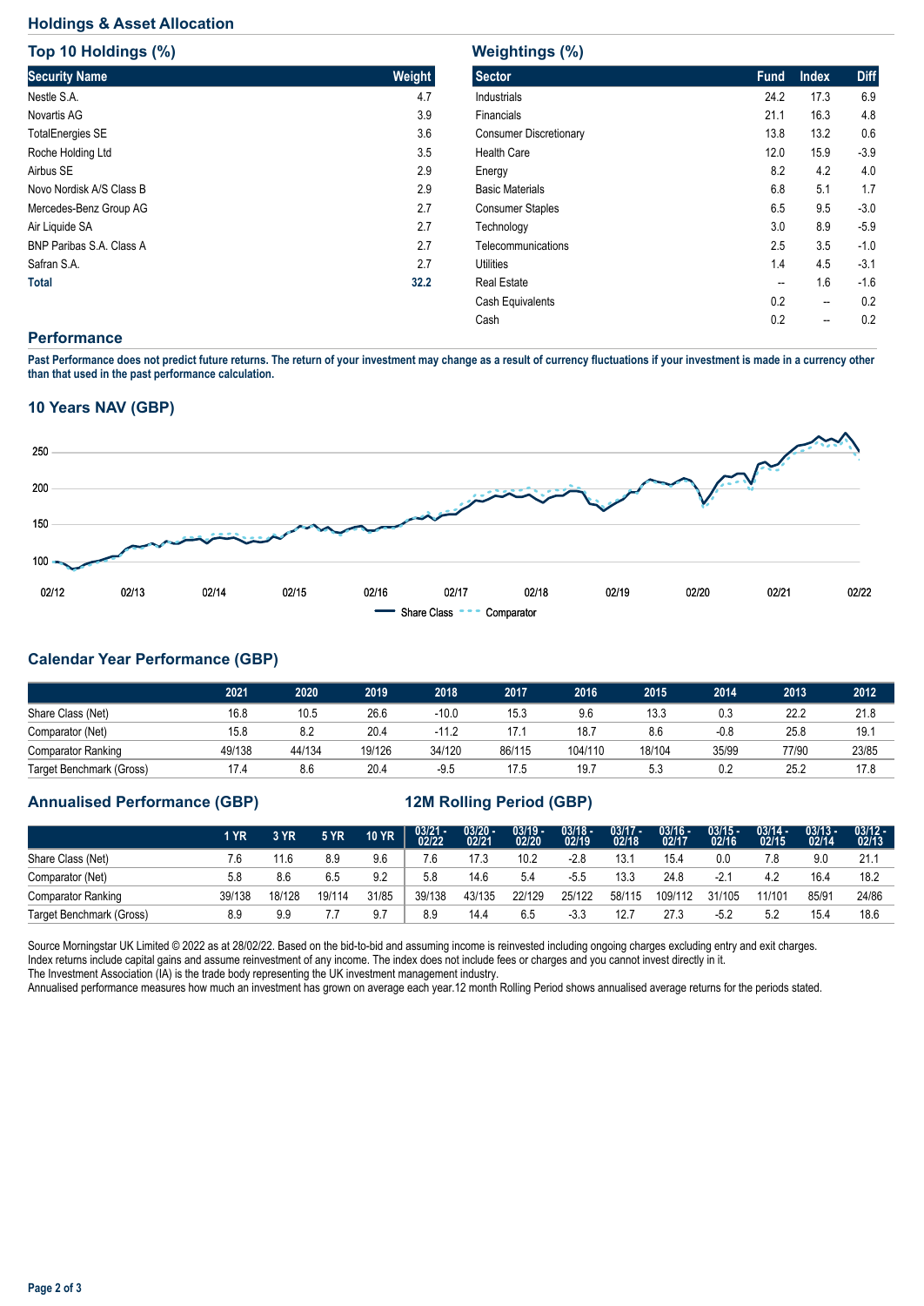## Holdings & Asset Allocation

### Top 10 Holdings (%)

| Security Name | Weight |
|---|---|
| Nestle S.A. | 4.7 |
| Novartis AG | 3.9 |
| TotalEnergies SE | 3.6 |
| Roche Holding Ltd | 3.5 |
| Airbus SE | 2.9 |
| Novo Nordisk A/S Class B | 2.9 |
| Mercedes-Benz Group AG | 2.7 |
| Air Liquide SA | 2.7 |
| BNP Paribas S.A. Class A | 2.7 |
| Safran S.A. | 2.7 |
| **Total** | **32.2** |

### Weightings (%)

| Sector | Fund | Index | Diff |
|---|---|---|---|
| Industrials | 24.2 | 17.3 | 6.9 |
| Financials | 21.1 | 16.3 | 4.8 |
| Consumer Discretionary | 13.8 | 13.2 | 0.6 |
| Health Care | 12.0 | 15.9 | -3.9 |
| Energy | 8.2 | 4.2 | 4.0 |
| Basic Materials | 6.8 | 5.1 | 1.7 |
| Consumer Staples | 6.5 | 9.5 | -3.0 |
| Technology | 3.0 | 8.9 | -5.9 |
| Telecommunications | 2.5 | 3.5 | -1.0 |
| Utilities | 1.4 | 4.5 | -3.1 |
| Real Estate | -- | 1.6 | -1.6 |
| Cash Equivalents | 0.2 | -- | 0.2 |
| Cash | 0.2 | -- | 0.2 |

## Performance

**Past Performance does not predict future returns. The return of your investment may change as a result of currency fluctuations if your investment is made in a currency other than that used in the past performance calculation.**

### 10 Years NAV (GBP)

### Calendar Year Performance (GBP)

| | 2021 | 2020 | 2019 | 2018 | 2017 | 2016 | 2015 | 2014 | 2013 | 2012 |
|---|---|---|---|---|---|---|---|---|---|---|
| Share Class (Net) | 16.8 | 10.5 | 26.6 | -10.0 | 15.3 | 9.6 | 13.3 | 0.3 | 22.2 | 21.8 |
| Comparator (Net) | 15.8 | 8.2 | 20.4 | -11.2 | 17.1 | 18.7 | 8.6 | -0.8 | 25.8 | 19.1 |
| Comparator Ranking | 49/138 | 44/134 | 19/126 | 34/120 | 86/115 | 104/110 | 18/104 | 35/99 | 77/90 | 23/85 |
| Target Benchmark (Gross) | 17.4 | 8.6 | 20.4 | -9.5 | 17.5 | 19.7 | 5.3 | 0.2 | 25.2 | 17.8 |

### Annualised Performance (GBP) / 12M Rolling Period (GBP)

| | 1 YR | 3 YR | 5 YR | 10 YR | 03/21 - 02/22 | 03/20 - 02/21 | 03/19 - 02/20 | 03/18 - 02/19 | 03/17 - 02/18 | 03/16 - 02/17 | 03/15 - 02/16 | 03/14 - 02/15 | 03/13 - 02/14 | 03/12 - 02/13 |
|---|---|---|---|---|---|---|---|---|---|---|---|---|---|---|
| Share Class (Net) | 7.6 | 11.6 | 8.9 | 9.6 | 7.6 | 17.3 | 10.2 | -2.8 | 13.1 | 15.4 | 0.0 | 7.8 | 9.0 | 21.1 |
| Comparator (Net) | 5.8 | 8.6 | 6.5 | 9.2 | 5.8 | 14.6 | 5.4 | -5.5 | 13.3 | 24.8 | -2.1 | 4.2 | 16.4 | 18.2 |
| Comparator Ranking | 39/138 | 18/128 | 19/114 | 31/85 | 39/138 | 43/135 | 22/129 | 25/122 | 58/115 | 109/112 | 31/105 | 11/101 | 85/91 | 24/86 |
| Target Benchmark (Gross) | 8.9 | 9.9 | 7.7 | 9.7 | 8.9 | 14.4 | 6.5 | -3.3 | 12.7 | 27.3 | -5.2 | 5.2 | 15.4 | 18.6 |

Source Morningstar UK Limited © 2022 as at 28/02/22. Based on the bid-to-bid and assuming income is reinvested including ongoing charges excluding entry and exit charges.
Index returns include capital gains and assume reinvestment of any income. The index does not include fees or charges and you cannot invest directly in it.
The Investment Association (IA) is the trade body representing the UK investment management industry.
Annualised performance measures how much an investment has grown on average each year.12 month Rolling Period shows annualised average returns for the periods stated.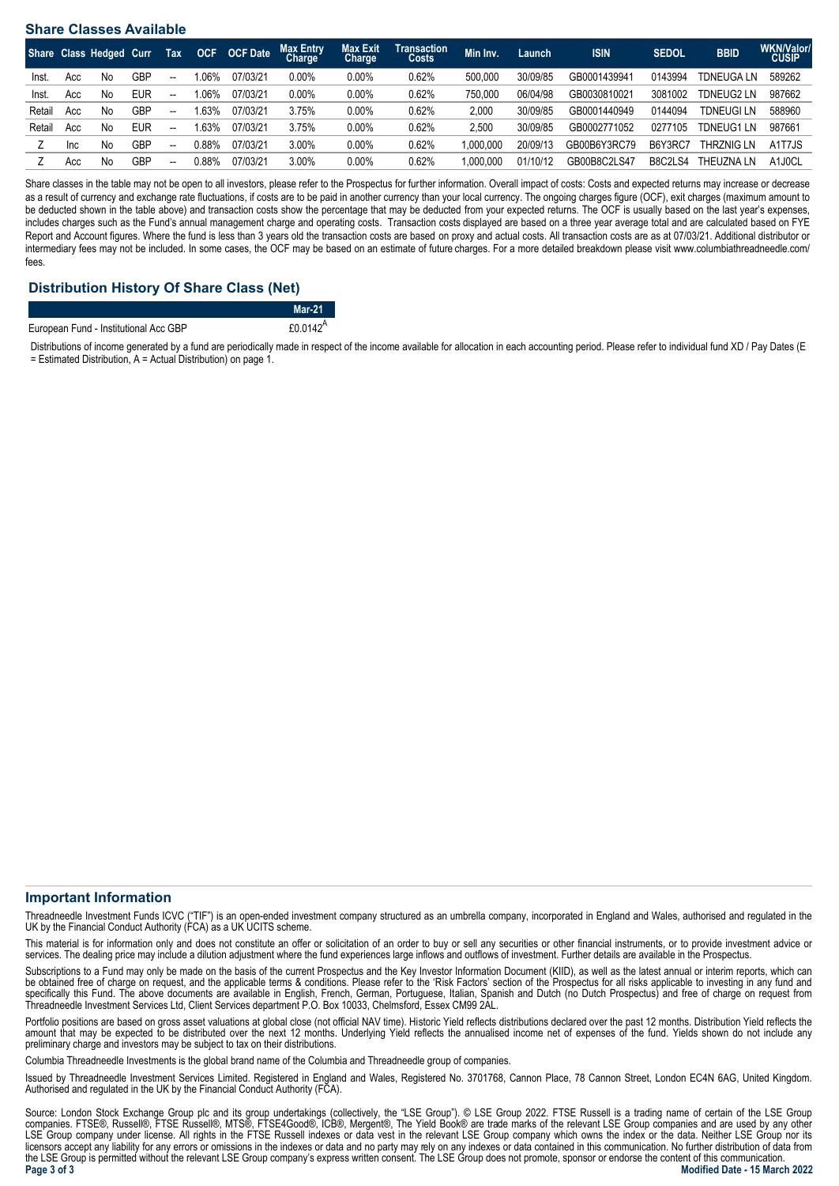## Share Classes Available

| Share | Class | Hedged | Curr | Tax | OCF | OCF Date | Max Entry Charge | Max Exit Charge | Transaction Costs | Min Inv. | Launch | ISIN | SEDOL | BBID | WKN/Valor/CUSIP |
|---|---|---|---|---|---|---|---|---|---|---|---|---|---|---|---|
| Inst. | Acc | No | GBP | -- | 1.06% | 07/03/21 | 0.00% | 0.00% | 0.62% | 500,000 | 30/09/85 | GB0001439941 | 0143994 | TDNEUGA LN | 589262 |
| Inst. | Acc | No | EUR | -- | 1.06% | 07/03/21 | 0.00% | 0.00% | 0.62% | 750,000 | 06/04/98 | GB0030810021 | 3081002 | TDNEUG2 LN | 987662 |
| Retail | Acc | No | GBP | -- | 1.63% | 07/03/21 | 3.75% | 0.00% | 0.62% | 2,000 | 30/09/85 | GB0001440949 | 0144094 | TDNEUGI LN | 588960 |
| Retail | Acc | No | EUR | -- | 1.63% | 07/03/21 | 3.75% | 0.00% | 0.62% | 2,500 | 30/09/85 | GB0002771052 | 0277105 | TDNEUG1 LN | 987661 |
| Z | Inc | No | GBP | -- | 0.88% | 07/03/21 | 3.00% | 0.00% | 0.62% | 1,000,000 | 20/09/13 | GB00B6Y3RC79 | B6Y3RC7 | THRZNIG LN | A1T7JS |
| Z | Acc | No | GBP | -- | 0.88% | 07/03/21 | 3.00% | 0.00% | 0.62% | 1,000,000 | 01/10/12 | GB00B8C2LS47 | B8C2LS4 | THEUZNA LN | A1J0CL |

Share classes in the table may not be open to all investors, please refer to the Prospectus for further information. Overall impact of costs: Costs and expected returns may increase or decrease as a result of currency and exchange rate fluctuations, if costs are to be paid in another currency than your local currency. The ongoing charges figure (OCF), exit charges (maximum amount to be deducted shown in the table above) and transaction costs show the percentage that may be deducted from your expected returns. The OCF is usually based on the last year's expenses, includes charges such as the Fund's annual management charge and operating costs. Transaction costs displayed are based on a three year average total and are calculated based on FYE Report and Account figures. Where the fund is less than 3 years old the transaction costs are based on proxy and actual costs. All transaction costs are as at 07/03/21. Additional distributor or intermediary fees may not be included. In some cases, the OCF may be based on an estimate of future charges. For a more detailed breakdown please visit www.columbiathreadneedle.com/fees.

## Distribution History Of Share Class (Net)

| | Mar-21 |
|---|---|
| European Fund - Institutional Acc GBP | £0.0142[A] |

Distributions of income generated by a fund are periodically made in respect of the income available for allocation in each accounting period. Please refer to individual fund XD / Pay Dates (E = Estimated Distribution, A = Actual Distribution) on page 1.

## Important Information

Threadneedle Investment Funds ICVC ("TIF") is an open-ended investment company structured as an umbrella company, incorporated in England and Wales, authorised and regulated in the UK by the Financial Conduct Authority (FCA) as a UK UCITS scheme.

This material is for information only and does not constitute an offer or solicitation of an order to buy or sell any securities or other financial instruments, or to provide investment advice or services. The dealing price may include a dilution adjustment where the fund experiences large inflows and outflows of investment. Further details are available in the Prospectus.

Subscriptions to a Fund may only be made on the basis of the current Prospectus and the Key Investor Information Document (KIID), as well as the latest annual or interim reports, which can be obtained free of charge on request, and the applicable terms & conditions. Please refer to the 'Risk Factors' section of the Prospectus for all risks applicable to investing in any fund and specifically this Fund. The above documents are available in English, French, German, Portuguese, Italian, Spanish and Dutch (no Dutch Prospectus) and free of charge on request from Threadneedle Investment Services Ltd, Client Services department P.O. Box 10033, Chelmsford, Essex CM99 2AL.

Portfolio positions are based on gross asset valuations at global close (not official NAV time). Historic Yield reflects distributions declared over the past 12 months. Distribution Yield reflects the amount that may be expected to be distributed over the next 12 months. Underlying Yield reflects the annualised income net of expenses of the fund. Yields shown do not include any preliminary charge and investors may be subject to tax on their distributions.

Columbia Threadneedle Investments is the global brand name of the Columbia and Threadneedle group of companies.

Issued by Threadneedle Investment Services Limited. Registered in England and Wales, Registered No. 3701768, Cannon Place, 78 Cannon Street, London EC4N 6AG, United Kingdom. Authorised and regulated in the UK by the Financial Conduct Authority (FCA).

Source: London Stock Exchange Group plc and its group undertakings (collectively, the "LSE Group"). © LSE Group 2022. FTSE Russell is a trading name of certain of the LSE Group companies. FTSE®, Russell®, FTSE Russell®, MTS®, FTSE4Good®, ICB®, Mergent®, The Yield Book® are trade marks of the relevant LSE Group companies and are used by any other LSE Group company under license. All rights in the FTSE Russell indexes or data vest in the relevant LSE Group company which owns the index or the data. Neither LSE Group nor its licensors accept any liability for any errors or omissions in the indexes or data and no party may rely on any indexes or data contained in this communication. No further distribution of data from the LSE Group is permitted without the relevant LSE Group company's express written consent. The LSE Group does not promote, sponsor or endorse the content of this communication.

**Modified Date - 15 March 2022**